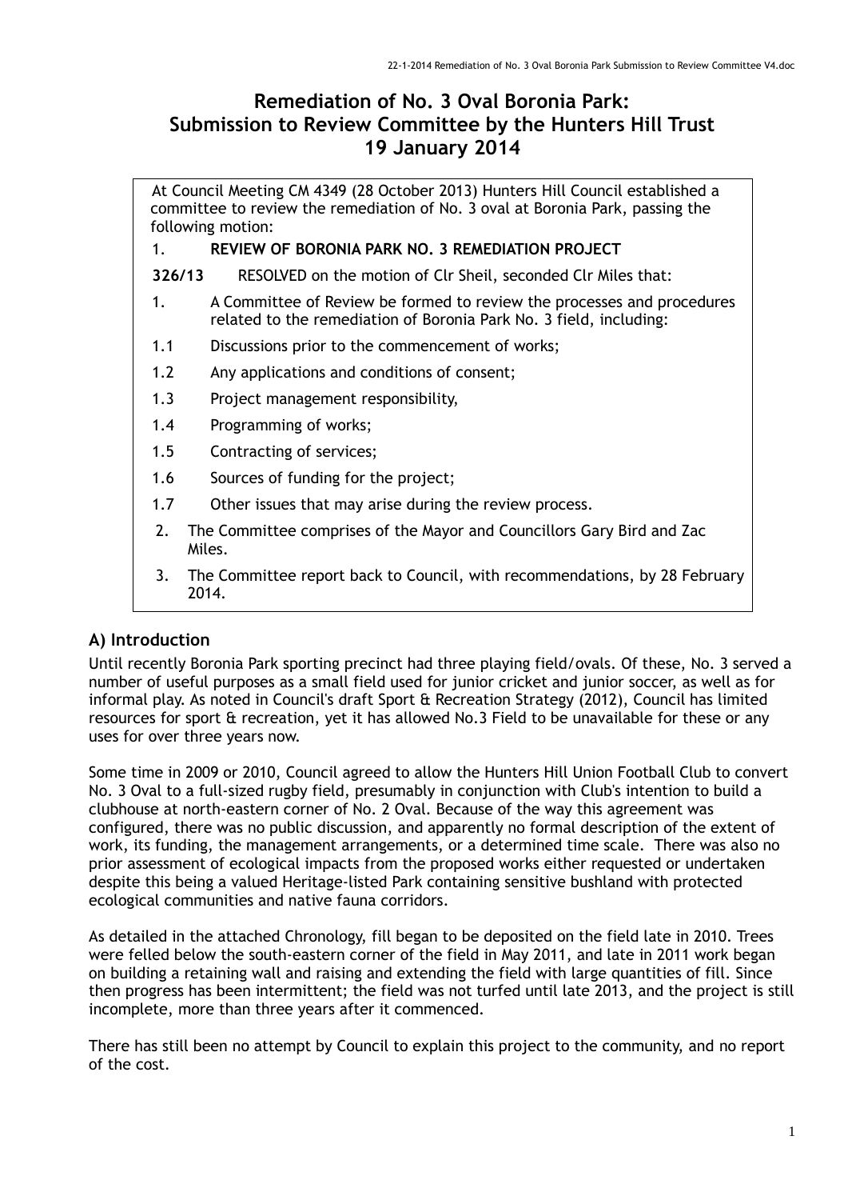# Remediation of No. 3 Oval Boronia Park: Submission to Review Committee by the Hunters Hill Trust 19 January 2014

At Council Meeting CM 4349 (28 October 2013) Hunters Hill Council established a committee to review the remediation of No. 3 oval at Boronia Park, passing the following motion:

1. **REVIEW OF BORONIA PARK NO. 3 REMEDIATION PROJECT**

**326/13** RESOLVED on the motion of Clr Sheil, seconded Clr Miles that:

1. A Committee of Review be formed to review the processes and procedures related to the remediation of Boronia Park No. 3 field, including:

1.1 Discussions prior to the commencement of works;

1.2 Any applications and conditions of consent;

1.3 Project management responsibility,

1.4 Programming of works;

1.5 Contracting of services;

1.6 Sources of funding for the project;

1.7 Other issues that may arise during the review process.

2. The Committee comprises of the Mayor and Councillors Gary Bird and Zac Miles.

3. The Committee report back to Council, with recommendations, by 28 February 2014.

## A) Introduction

Until recently Boronia Park sporting precinct had three playing field/ovals. Of these, No. 3 served a number of useful purposes as a small field used for junior cricket and junior soccer, as well as for informal play. As noted in Council's draft Sport & Recreation Strategy (2012), Council has limited resources for sport & recreation, yet it has allowed No.3 Field to be unavailable for these or any uses for over three years now.

Some time in 2009 or 2010, Council agreed to allow the Hunters Hill Union Football Club to convert No. 3 Oval to a full-sized rugby field, presumably in conjunction with Club's intention to build a clubhouse at north-eastern corner of No. 2 Oval. Because of the way this agreement was configured, there was no public discussion, and apparently no formal description of the extent of work, its funding, the management arrangements, or a determined time scale. There was also no prior assessment of ecological impacts from the proposed works either requested or undertaken despite this being a valued Heritage-listed Park containing sensitive bushland with protected ecological communities and native fauna corridors.

As detailed in the attached Chronology, fill began to be deposited on the field late in 2010. Trees were felled below the south-eastern corner of the field in May 2011, and late in 2011 work began on building a retaining wall and raising and extending the field with large quantities of fill. Since then progress has been intermittent; the field was not turfed until late 2013, and the project is still incomplete, more than three years after it commenced.

There has still been no attempt by Council to explain this project to the community, and no report of the cost.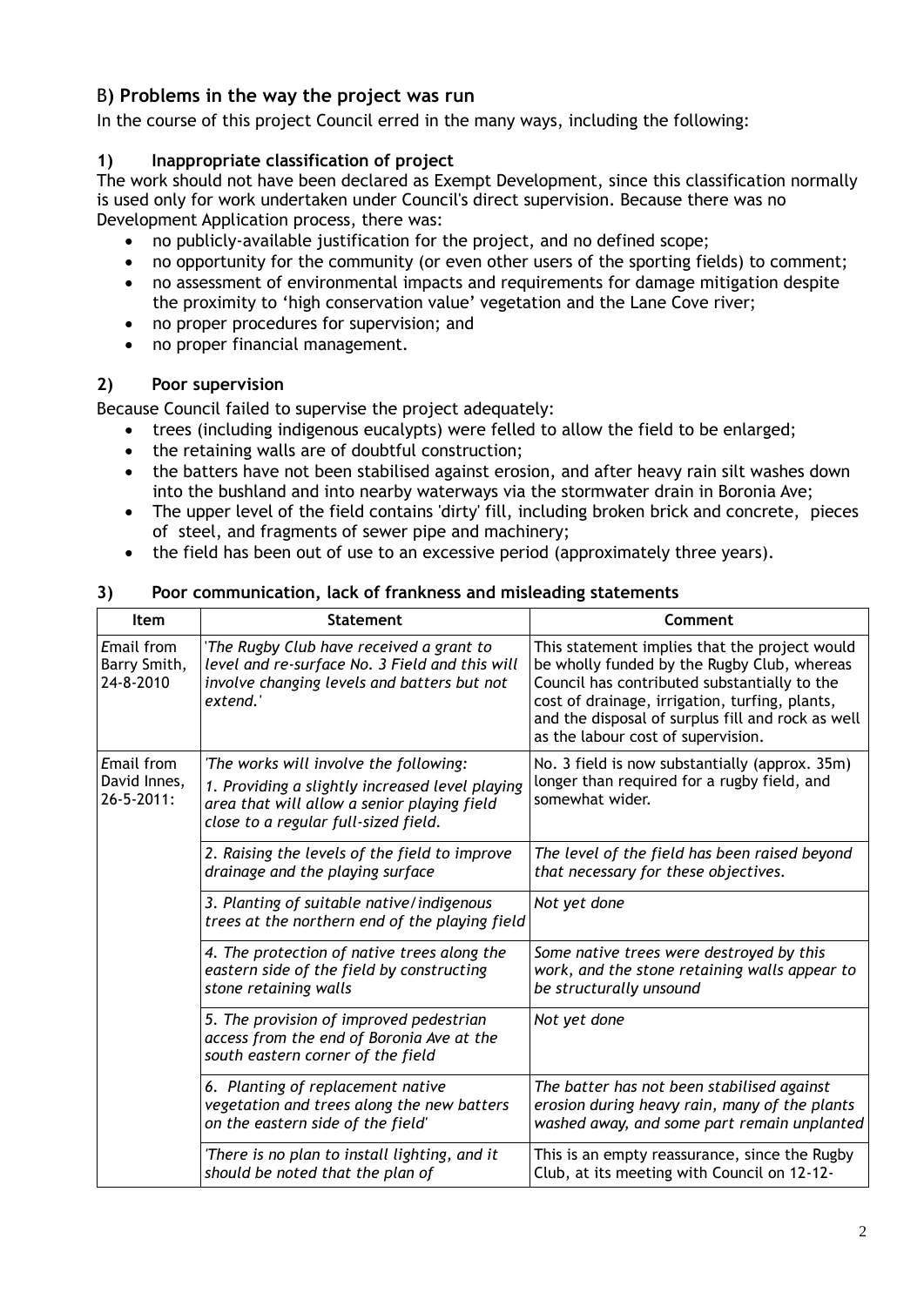## B) Problems in the way the project was run

In the course of this project Council erred in the many ways, including the following:

### 1) Inappropriate classification of project

The work should not have been declared as Exempt Development, since this classification normally is used only for work undertaken under Council's direct supervision. Because there was no Development Application process, there was:

- no publicly-available justification for the project, and no defined scope;
- no opportunity for the community (or even other users of the sporting fields) to comment;
- no assessment of environmental impacts and requirements for damage mitigation despite the proximity to 'high conservation value' vegetation and the Lane Cove river;
- no proper procedures for supervision; and
- no proper financial management.

### 2) Poor supervision

Because Council failed to supervise the project adequately:

- trees (including indigenous eucalypts) were felled to allow the field to be enlarged;
- the retaining walls are of doubtful construction;
- the batters have not been stabilised against erosion, and after heavy rain silt washes down into the bushland and into nearby waterways via the stormwater drain in Boronia Ave;
- The upper level of the field contains 'dirty' fill, including broken brick and concrete, pieces of steel, and fragments of sewer pipe and machinery;
- the field has been out of use to an excessive period (approximately three years).

### 3) Poor communication, lack of frankness and misleading statements

| Item | Statement | Comment |
|---|---|---|
| Email from Barry Smith, 24-8-2010 | *'The Rugby Club have received a grant to level and re-surface No. 3 Field and this will involve changing levels and batters but not extend.'* | This statement implies that the project would be wholly funded by the Rugby Club, whereas Council has contributed substantially to the cost of drainage, irrigation, turfing, plants, and the disposal of surplus fill and rock as well as the labour cost of supervision. |
| Email from David Innes, 26-5-2011: | *'The works will involve the following:*<br>*1. Providing a slightly increased level playing area that will allow a senior playing field close to a regular full-sized field.* | No. 3 field is now substantially (approx. 35m) longer than required for a rugby field, and somewhat wider. |
| | *2. Raising the levels of the field to improve drainage and the playing surface* | *The level of the field has been raised beyond that necessary for these objectives.* |
| | *3. Planting of suitable native/indigenous trees at the northern end of the playing field* | *Not yet done* |
| | *4. The protection of native trees along the eastern side of the field by constructing stone retaining walls* | *Some native trees were destroyed by this work, and the stone retaining walls appear to be structurally unsound* |
| | *5. The provision of improved pedestrian access from the end of Boronia Ave at the south eastern corner of the field* | *Not yet done* |
| | *6. Planting of replacement native vegetation and trees along the new batters on the eastern side of the field'* | *The batter has not been stabilised against erosion during heavy rain, many of the plants washed away, and some part remain unplanted* |
| | *'There is no plan to install lighting, and it should be noted that the plan of* | This is an empty reassurance, since the Rugby Club, at its meeting with Council on 12-12- |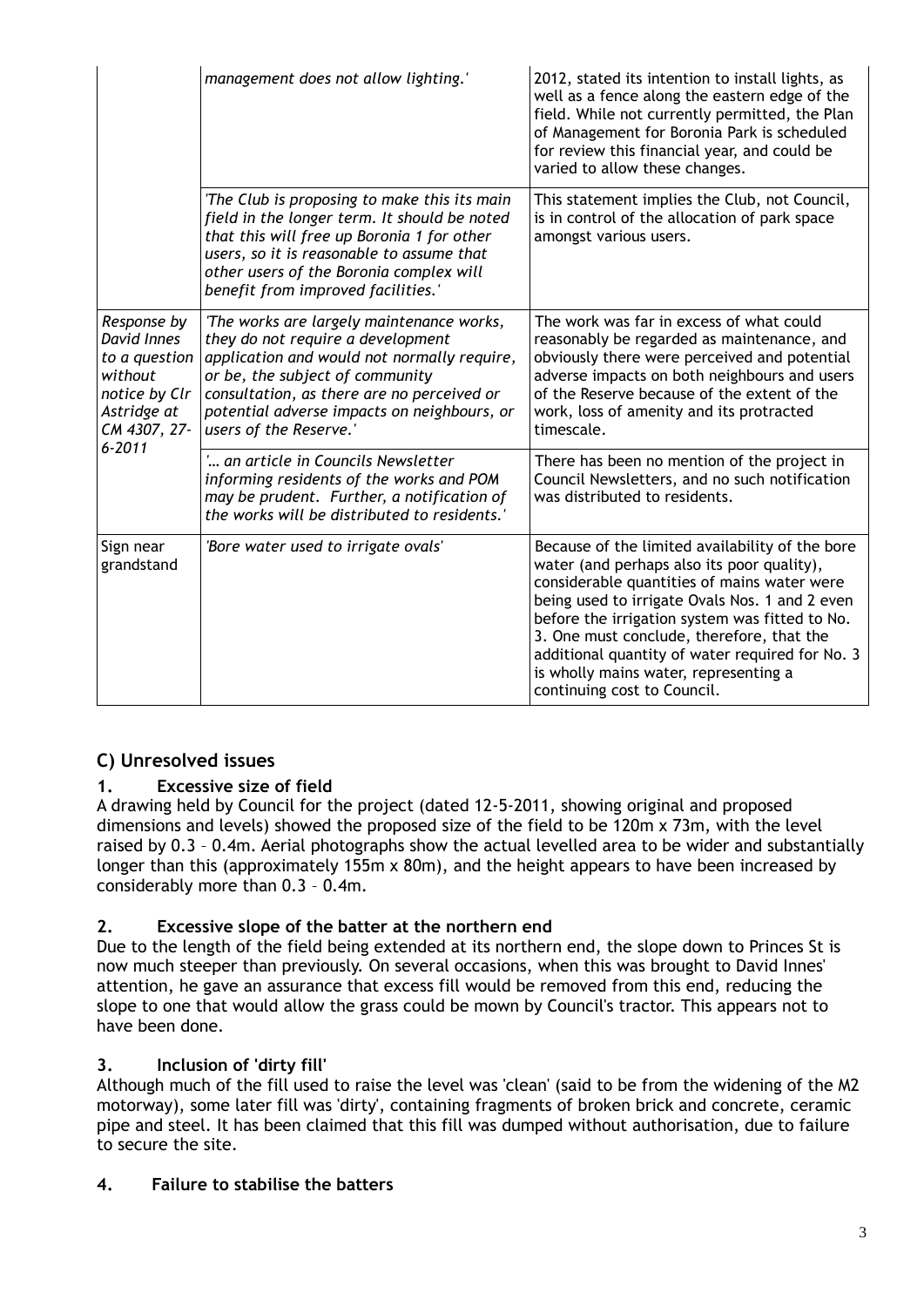| | | |
|---|---|---|
| | *management does not allow lighting.'* | 2012, stated its intention to install lights, as well as a fence along the eastern edge of the field. While not currently permitted, the Plan of Management for Boronia Park is scheduled for review this financial year, and could be varied to allow these changes. |
| | *'The Club is proposing to make this its main field in the longer term. It should be noted that this will free up Boronia 1 for other users, so it is reasonable to assume that other users of the Boronia complex will benefit from improved facilities.'* | This statement implies the Club, not Council, is in control of the allocation of park space amongst various users. |
| *Response by David Innes to a question without notice by Clr Astridge at CM 4307, 27-6-2011* | *'The works are largely maintenance works, they do not require a development application and would not normally require, or be, the subject of community consultation, as there are no perceived or potential adverse impacts on neighbours, or users of the Reserve.'* | The work was far in excess of what could reasonably be regarded as maintenance, and obviously there were perceived and potential adverse impacts on both neighbours and users of the Reserve because of the extent of the work, loss of amenity and its protracted timescale. |
| | *'… an article in Councils Newsletter informing residents of the works and POM may be prudent. Further, a notification of the works will be distributed to residents.'* | There has been no mention of the project in Council Newsletters, and no such notification was distributed to residents. |
| Sign near grandstand | *'Bore water used to irrigate ovals'* | Because of the limited availability of the bore water (and perhaps also its poor quality), considerable quantities of mains water were being used to irrigate Ovals Nos. 1 and 2 even before the irrigation system was fitted to No. 3. One must conclude, therefore, that the additional quantity of water required for No. 3 is wholly mains water, representing a continuing cost to Council. |

## C) Unresolved issues

### 1. Excessive size of field

A drawing held by Council for the project (dated 12-5-2011, showing original and proposed dimensions and levels) showed the proposed size of the field to be 120m x 73m, with the level raised by 0.3 – 0.4m. Aerial photographs show the actual levelled area to be wider and substantially longer than this (approximately 155m x 80m), and the height appears to have been increased by considerably more than 0.3 – 0.4m.

### 2. Excessive slope of the batter at the northern end

Due to the length of the field being extended at its northern end, the slope down to Princes St is now much steeper than previously. On several occasions, when this was brought to David Innes' attention, he gave an assurance that excess fill would be removed from this end, reducing the slope to one that would allow the grass could be mown by Council's tractor. This appears not to have been done.

### 3. Inclusion of 'dirty fill'

Although much of the fill used to raise the level was 'clean' (said to be from the widening of the M2 motorway), some later fill was 'dirty', containing fragments of broken brick and concrete, ceramic pipe and steel. It has been claimed that this fill was dumped without authorisation, due to failure to secure the site.

### 4. Failure to stabilise the batters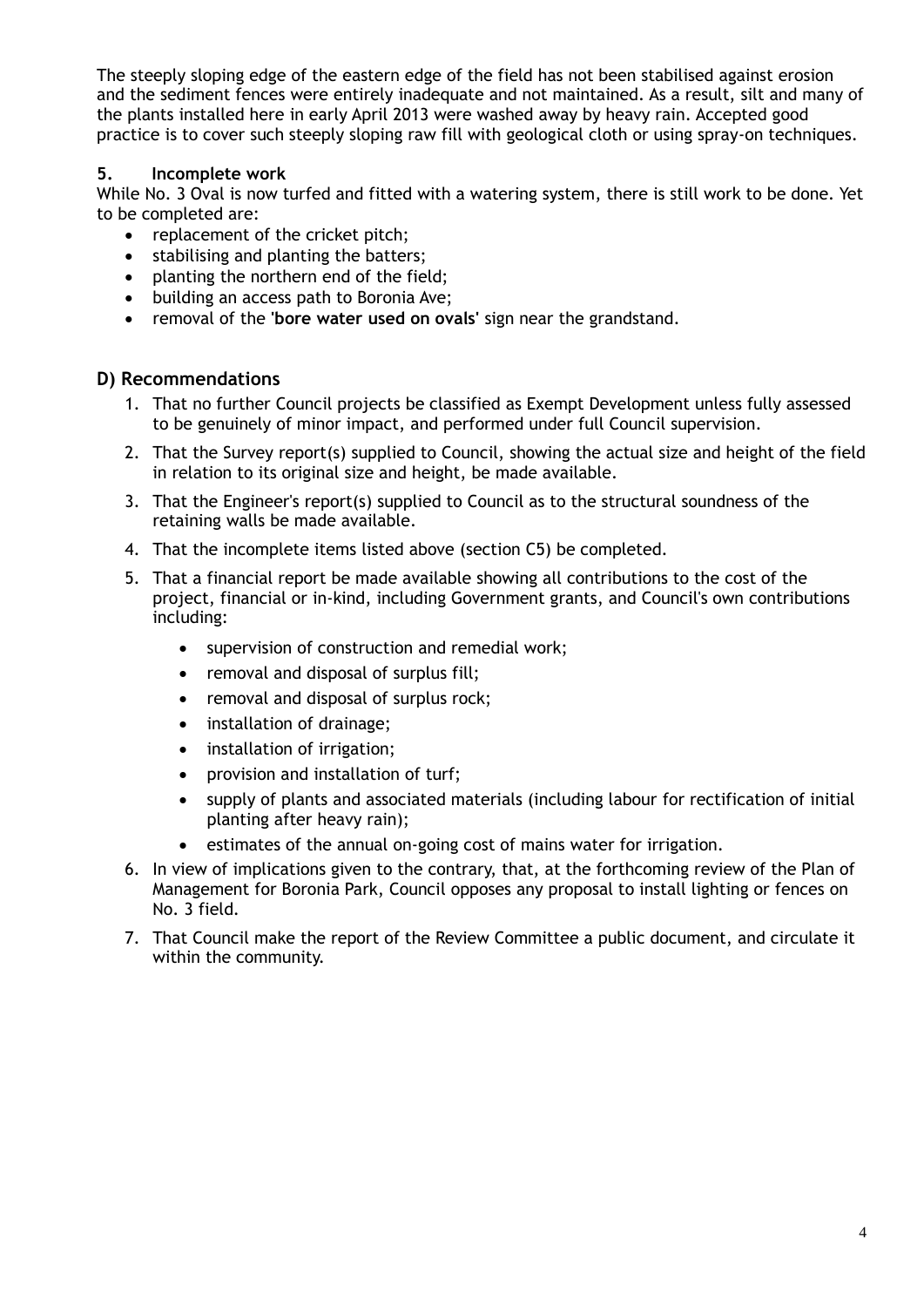The steeply sloping edge of the eastern edge of the field has not been stabilised against erosion and the sediment fences were entirely inadequate and not maintained. As a result, silt and many of the plants installed here in early April 2013 were washed away by heavy rain. Accepted good practice is to cover such steeply sloping raw fill with geological cloth or using spray-on techniques.

### 5. Incomplete work

While No. 3 Oval is now turfed and fitted with a watering system, there is still work to be done. Yet to be completed are:

- replacement of the cricket pitch;
- stabilising and planting the batters;
- planting the northern end of the field;
- building an access path to Boronia Ave;
- removal of the **'bore water used on ovals'** sign near the grandstand.

## D) Recommendations

1. That no further Council projects be classified as Exempt Development unless fully assessed to be genuinely of minor impact, and performed under full Council supervision.
2. That the Survey report(s) supplied to Council, showing the actual size and height of the field in relation to its original size and height, be made available.
3. That the Engineer's report(s) supplied to Council as to the structural soundness of the retaining walls be made available.
4. That the incomplete items listed above (section C5) be completed.
5. That a financial report be made available showing all contributions to the cost of the project, financial or in-kind, including Government grants, and Council's own contributions including:
    - supervision of construction and remedial work;
    - removal and disposal of surplus fill;
    - removal and disposal of surplus rock;
    - installation of drainage;
    - installation of irrigation;
    - provision and installation of turf;
    - supply of plants and associated materials (including labour for rectification of initial planting after heavy rain);
    - estimates of the annual on-going cost of mains water for irrigation.
6. In view of implications given to the contrary, that, at the forthcoming review of the Plan of Management for Boronia Park, Council opposes any proposal to install lighting or fences on No. 3 field.
7. That Council make the report of the Review Committee a public document, and circulate it within the community.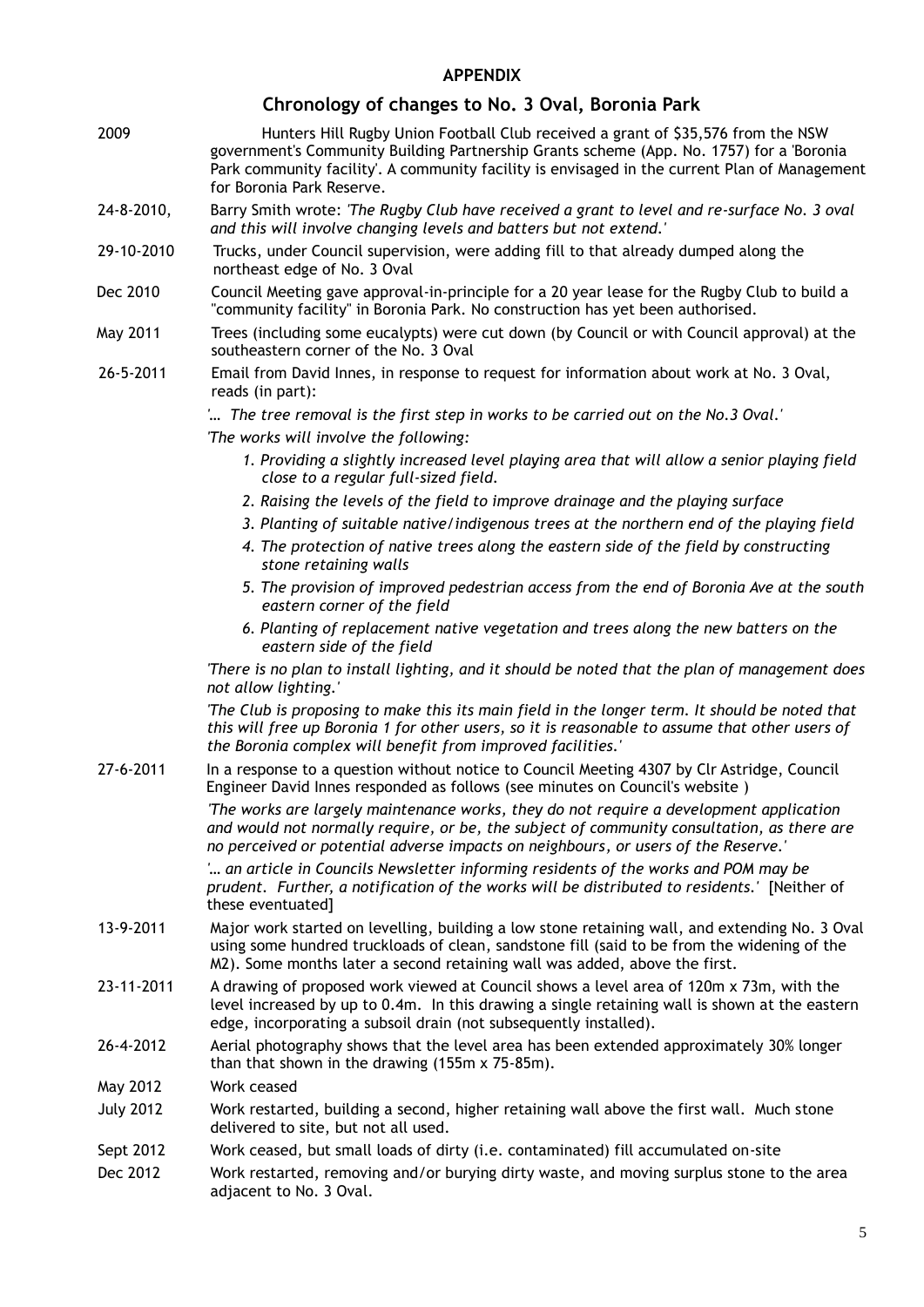**APPENDIX**

## Chronology of changes to No. 3 Oval, Boronia Park

| | |
|---|---|
| 2009 | Hunters Hill Rugby Union Football Club received a grant of $35,576 from the NSW government's Community Building Partnership Grants scheme (App. No. 1757) for a 'Boronia Park community facility'. A community facility is envisaged in the current Plan of Management for Boronia Park Reserve. |
| 24-8-2010, | Barry Smith wrote: *'The Rugby Club have received a grant to level and re-surface No. 3 oval and this will involve changing levels and batters but not extend.'* |
| 29-10-2010 | Trucks, under Council supervision, were adding fill to that already dumped along the northeast edge of No. 3 Oval |
| Dec 2010 | Council Meeting gave approval-in-principle for a 20 year lease for the Rugby Club to build a "community facility" in Boronia Park. No construction has yet been authorised. |
| May 2011 | Trees (including some eucalypts) were cut down (by Council or with Council approval) at the southeastern corner of the No. 3 Oval |
| 26-5-2011 | Email from David Innes, in response to request for information about work at No. 3 Oval, reads (in part): |

*'… The tree removal is the first step in works to be carried out on the No.3 Oval.'*

*'The works will involve the following:*

1. *Providing a slightly increased level playing area that will allow a senior playing field close to a regular full-sized field.*
2. *Raising the levels of the field to improve drainage and the playing surface*
3. *Planting of suitable native/indigenous trees at the northern end of the playing field*
4. *The protection of native trees along the eastern side of the field by constructing stone retaining walls*
5. *The provision of improved pedestrian access from the end of Boronia Ave at the south eastern corner of the field*
6. *Planting of replacement native vegetation and trees along the new batters on the eastern side of the field*

*'There is no plan to install lighting, and it should be noted that the plan of management does not allow lighting.'*

*'The Club is proposing to make this its main field in the longer term. It should be noted that this will free up Boronia 1 for other users, so it is reasonable to assume that other users of the Boronia complex will benefit from improved facilities.'*

| | |
|---|---|
| 27-6-2011 | In a response to a question without notice to Council Meeting 4307 by Clr Astridge, Council Engineer David Innes responded as follows (see minutes on Council's website ) |

*'The works are largely maintenance works, they do not require a development application and would not normally require, or be, the subject of community consultation, as there are no perceived or potential adverse impacts on neighbours, or users of the Reserve.'*

*'… an article in Councils Newsletter informing residents of the works and POM may be prudent. Further, a notification of the works will be distributed to residents.'* [Neither of these eventuated]

| | |
|---|---|
| 13-9-2011 | Major work started on levelling, building a low stone retaining wall, and extending No. 3 Oval using some hundred truckloads of clean, sandstone fill (said to be from the widening of the M2). Some months later a second retaining wall was added, above the first. |
| 23-11-2011 | A drawing of proposed work viewed at Council shows a level area of 120m x 73m, with the level increased by up to 0.4m. In this drawing a single retaining wall is shown at the eastern edge, incorporating a subsoil drain (not subsequently installed). |
| 26-4-2012 | Aerial photography shows that the level area has been extended approximately 30% longer than that shown in the drawing (155m x 75-85m). |
| May 2012 | Work ceased |
| July 2012 | Work restarted, building a second, higher retaining wall above the first wall. Much stone delivered to site, but not all used. |
| Sept 2012 | Work ceased, but small loads of dirty (i.e. contaminated) fill accumulated on-site |
| Dec 2012 | Work restarted, removing and/or burying dirty waste, and moving surplus stone to the area adjacent to No. 3 Oval. |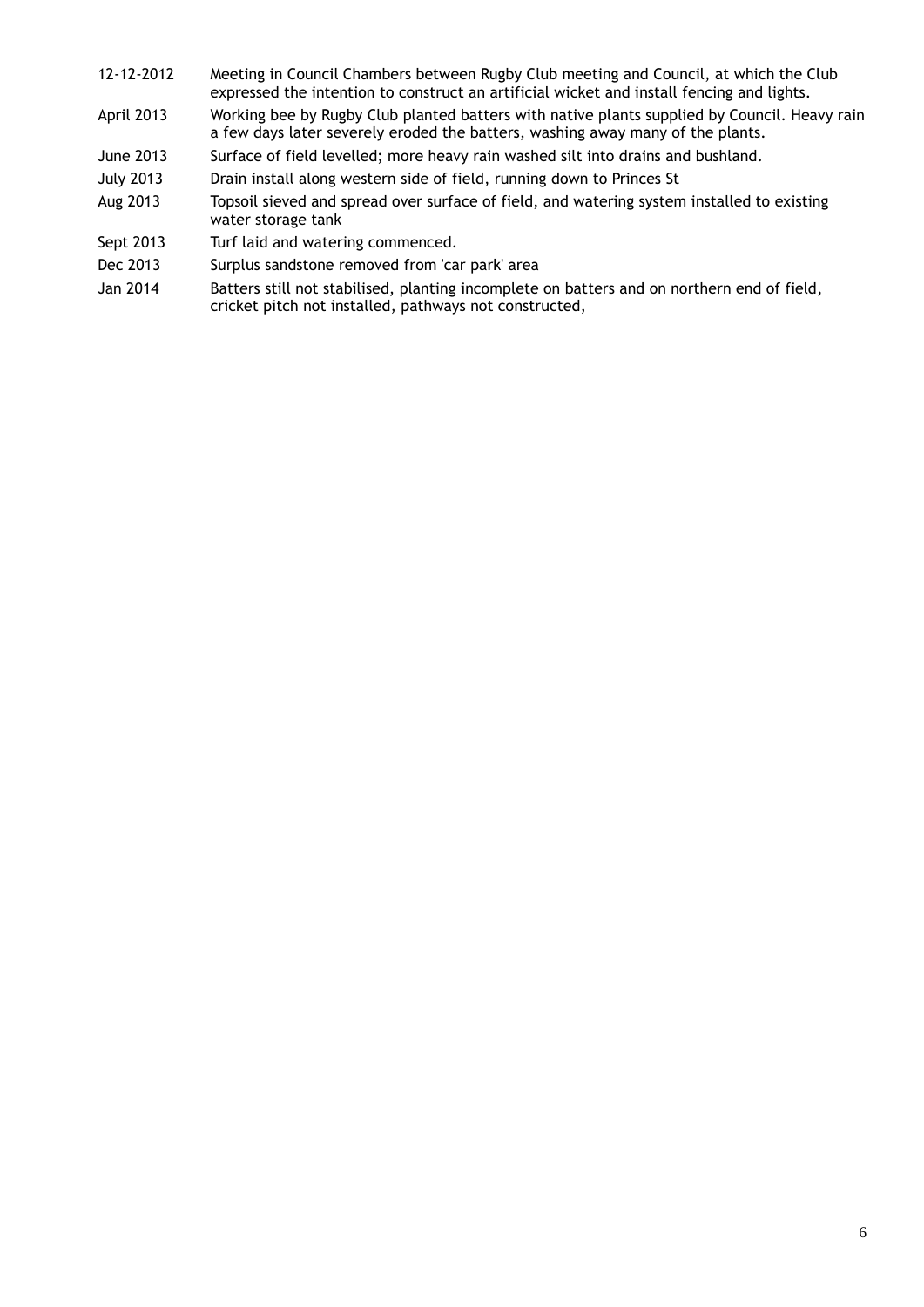| | |
|---|---|
| 12-12-2012 | Meeting in Council Chambers between Rugby Club meeting and Council, at which the Club expressed the intention to construct an artificial wicket and install fencing and lights. |
| April 2013 | Working bee by Rugby Club planted batters with native plants supplied by Council. Heavy rain a few days later severely eroded the batters, washing away many of the plants. |
| June 2013 | Surface of field levelled; more heavy rain washed silt into drains and bushland. |
| July 2013 | Drain install along western side of field, running down to Princes St |
| Aug 2013 | Topsoil sieved and spread over surface of field, and watering system installed to existing water storage tank |
| Sept 2013 | Turf laid and watering commenced. |
| Dec 2013 | Surplus sandstone removed from 'car park' area |
| Jan 2014 | Batters still not stabilised, planting incomplete on batters and on northern end of field, cricket pitch not installed, pathways not constructed, |